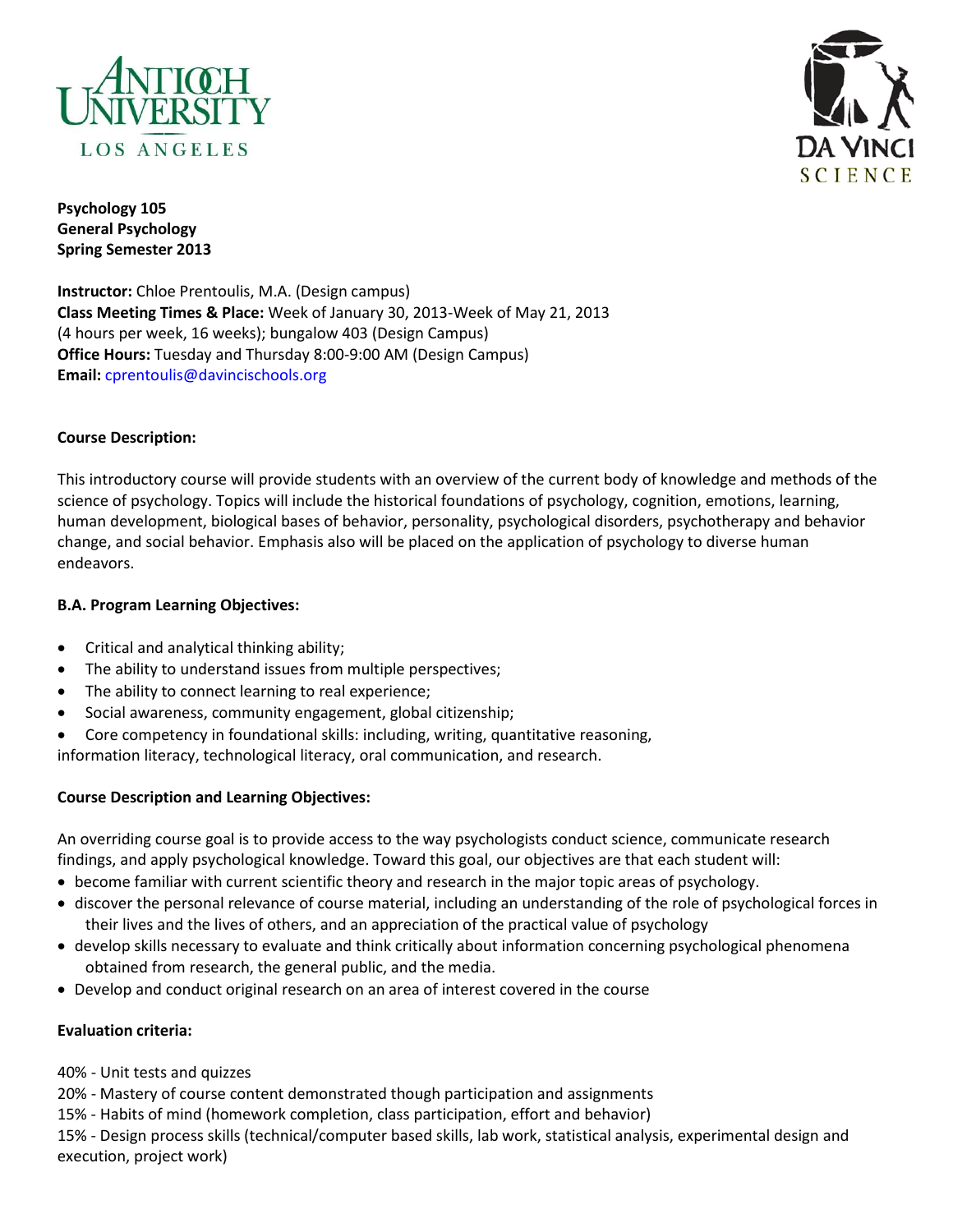**Psychology 105**
**General Psychology**
**Spring Semester 2013**

**Instructor:** Chloe Prentoulis, M.A. (Design campus)
**Class Meeting Times & Place:** Week of January 30, 2013-Week of May 21, 2013
(4 hours per week, 16 weeks); bungalow 403 (Design Campus)
**Office Hours:** Tuesday and Thursday 8:00-9:00 AM (Design Campus)
**Email:** cprentoulis@davincischools.org

**Course Description:**

This introductory course will provide students with an overview of the current body of knowledge and methods of the science of psychology. Topics will include the historical foundations of psychology, cognition, emotions, learning, human development, biological bases of behavior, personality, psychological disorders, psychotherapy and behavior change, and social behavior. Emphasis also will be placed on the application of psychology to diverse human endeavors.

**B.A. Program Learning Objectives:**

- Critical and analytical thinking ability;
- The ability to understand issues from multiple perspectives;
- The ability to connect learning to real experience;
- Social awareness, community engagement, global citizenship;
- Core competency in foundational skills: including, writing, quantitative reasoning,

information literacy, technological literacy, oral communication, and research.

**Course Description and Learning Objectives:**

An overriding course goal is to provide access to the way psychologists conduct science, communicate research findings, and apply psychological knowledge. Toward this goal, our objectives are that each student will:

- become familiar with current scientific theory and research in the major topic areas of psychology.
- discover the personal relevance of course material, including an understanding of the role of psychological forces in their lives and the lives of others, and an appreciation of the practical value of psychology
- develop skills necessary to evaluate and think critically about information concerning psychological phenomena obtained from research, the general public, and the media.
- Develop and conduct original research on an area of interest covered in the course

**Evaluation criteria:**

40% - Unit tests and quizzes
20% - Mastery of course content demonstrated though participation and assignments
15% - Habits of mind (homework completion, class participation, effort and behavior)
15% - Design process skills (technical/computer based skills, lab work, statistical analysis, experimental design and execution, project work)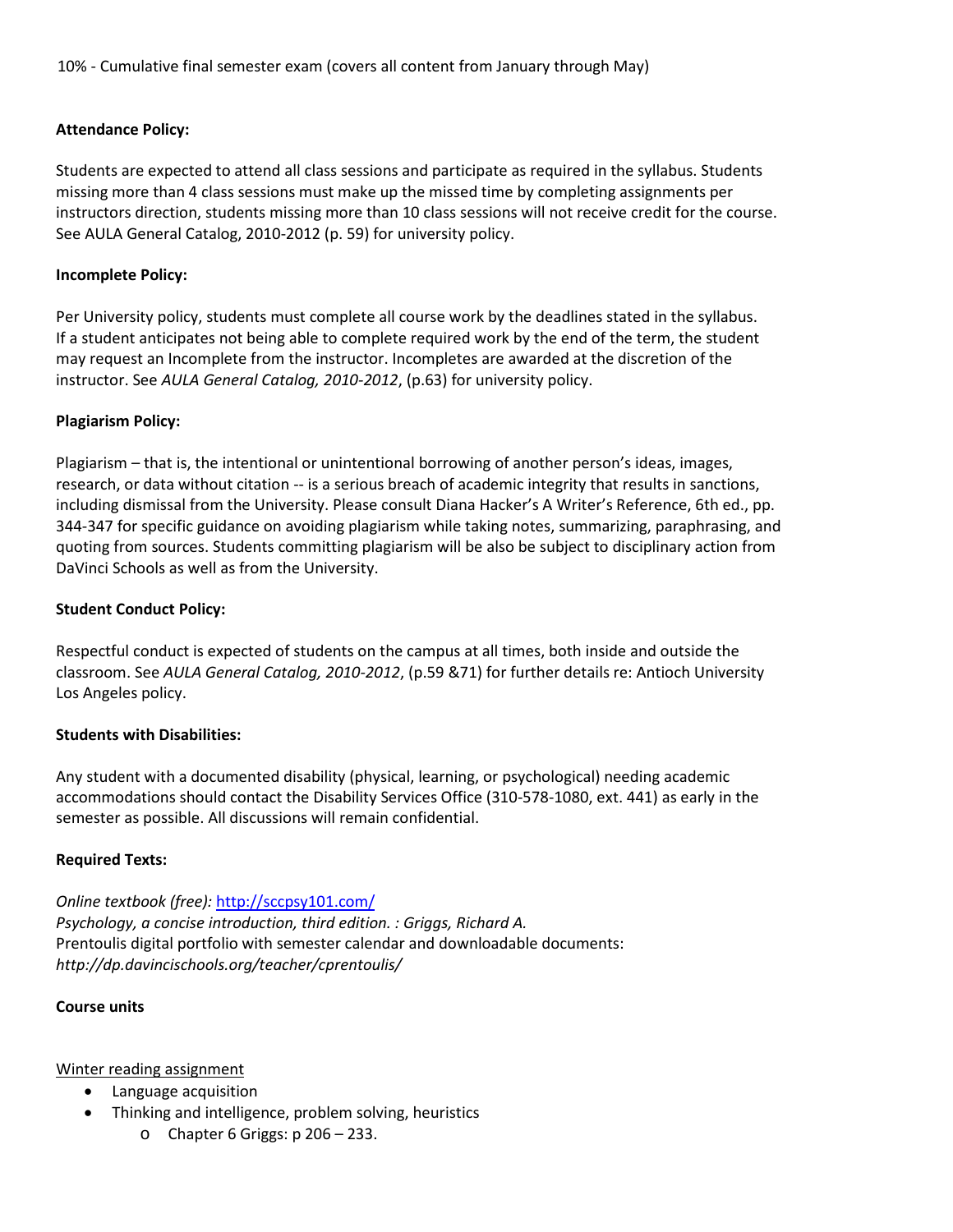10% - Cumulative final semester exam (covers all content from January through May)

**Attendance Policy:**

Students are expected to attend all class sessions and participate as required in the syllabus. Students missing more than 4 class sessions must make up the missed time by completing assignments per instructors direction, students missing more than 10 class sessions will not receive credit for the course. See AULA General Catalog, 2010-2012 (p. 59) for university policy.

**Incomplete Policy:**

Per University policy, students must complete all course work by the deadlines stated in the syllabus. If a student anticipates not being able to complete required work by the end of the term, the student may request an Incomplete from the instructor. Incompletes are awarded at the discretion of the instructor. See *AULA General Catalog, 2010-2012*, (p.63) for university policy.

**Plagiarism Policy:**

Plagiarism – that is, the intentional or unintentional borrowing of another person's ideas, images, research, or data without citation -- is a serious breach of academic integrity that results in sanctions, including dismissal from the University. Please consult Diana Hacker's A Writer's Reference, 6th ed., pp. 344-347 for specific guidance on avoiding plagiarism while taking notes, summarizing, paraphrasing, and quoting from sources. Students committing plagiarism will be also be subject to disciplinary action from DaVinci Schools as well as from the University.

**Student Conduct Policy:**

Respectful conduct is expected of students on the campus at all times, both inside and outside the classroom. See *AULA General Catalog, 2010-2012*, (p.59 &71) for further details re: Antioch University Los Angeles policy.

**Students with Disabilities:**

Any student with a documented disability (physical, learning, or psychological) needing academic accommodations should contact the Disability Services Office (310-578-1080, ext. 441) as early in the semester as possible. All discussions will remain confidential.

**Required Texts:**

*Online textbook (free):* http://sccpsy101.com/
*Psychology, a concise introduction, third edition. : Griggs, Richard A.*
Prentoulis digital portfolio with semester calendar and downloadable documents:
*http://dp.davincischools.org/teacher/cprentoulis/*

**Course units**

Winter reading assignment

- Language acquisition
- Thinking and intelligence, problem solving, heuristics
  - Chapter 6 Griggs: p 206 – 233.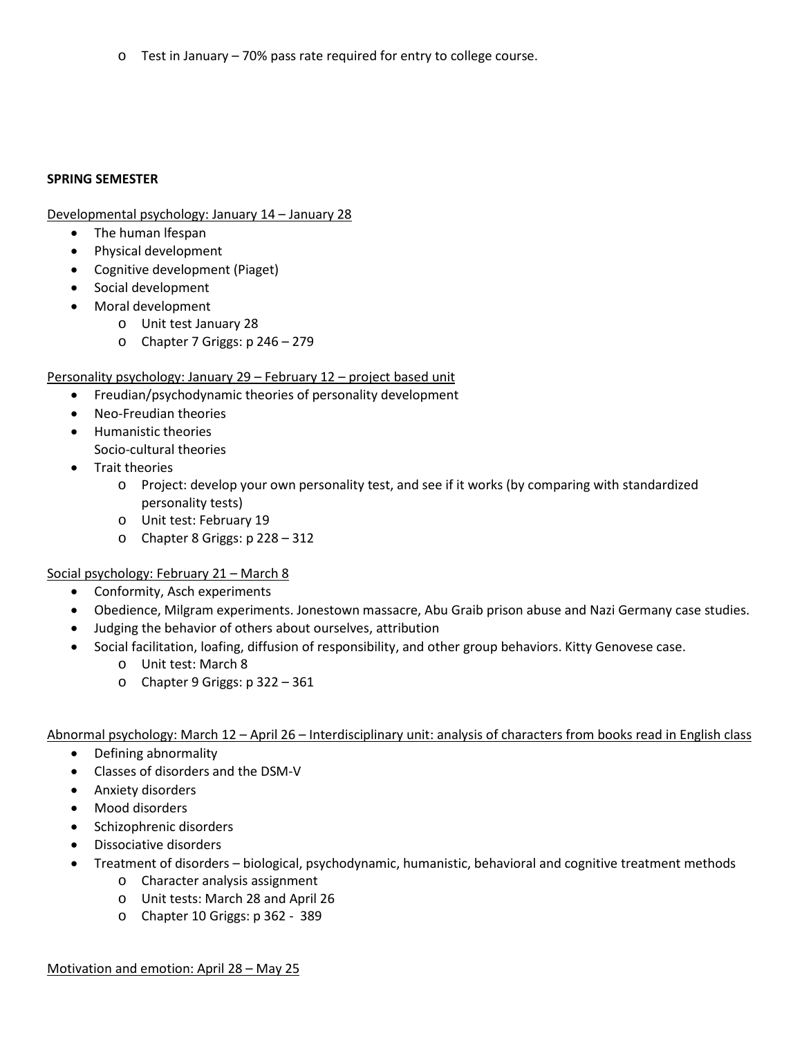- Test in January – 70% pass rate required for entry to college course.

**SPRING SEMESTER**

Developmental psychology: January 14 – January 28

- The human lfespan
- Physical development
- Cognitive development (Piaget)
- Social development
- Moral development
  - Unit test January 28
  - Chapter 7 Griggs: p 246 – 279

Personality psychology: January 29 – February 12 – project based unit

- Freudian/psychodynamic theories of personality development
- Neo-Freudian theories
- Humanistic theories
  Socio-cultural theories
- Trait theories
  - Project: develop your own personality test, and see if it works (by comparing with standardized personality tests)
  - Unit test: February 19
  - Chapter 8 Griggs: p 228 – 312

Social psychology: February 21 – March 8

- Conformity, Asch experiments
- Obedience, Milgram experiments. Jonestown massacre, Abu Graib prison abuse and Nazi Germany case studies.
- Judging the behavior of others about ourselves, attribution
- Social facilitation, loafing, diffusion of responsibility, and other group behaviors. Kitty Genovese case.
  - Unit test: March 8
  - Chapter 9 Griggs: p 322 – 361

Abnormal psychology: March 12 – April 26 – Interdisciplinary unit: analysis of characters from books read in English class

- Defining abnormality
- Classes of disorders and the DSM-V
- Anxiety disorders
- Mood disorders
- Schizophrenic disorders
- Dissociative disorders
- Treatment of disorders – biological, psychodynamic, humanistic, behavioral and cognitive treatment methods
  - Character analysis assignment
  - Unit tests: March 28 and April 26
  - Chapter 10 Griggs: p 362 - 389

Motivation and emotion: April 28 – May 25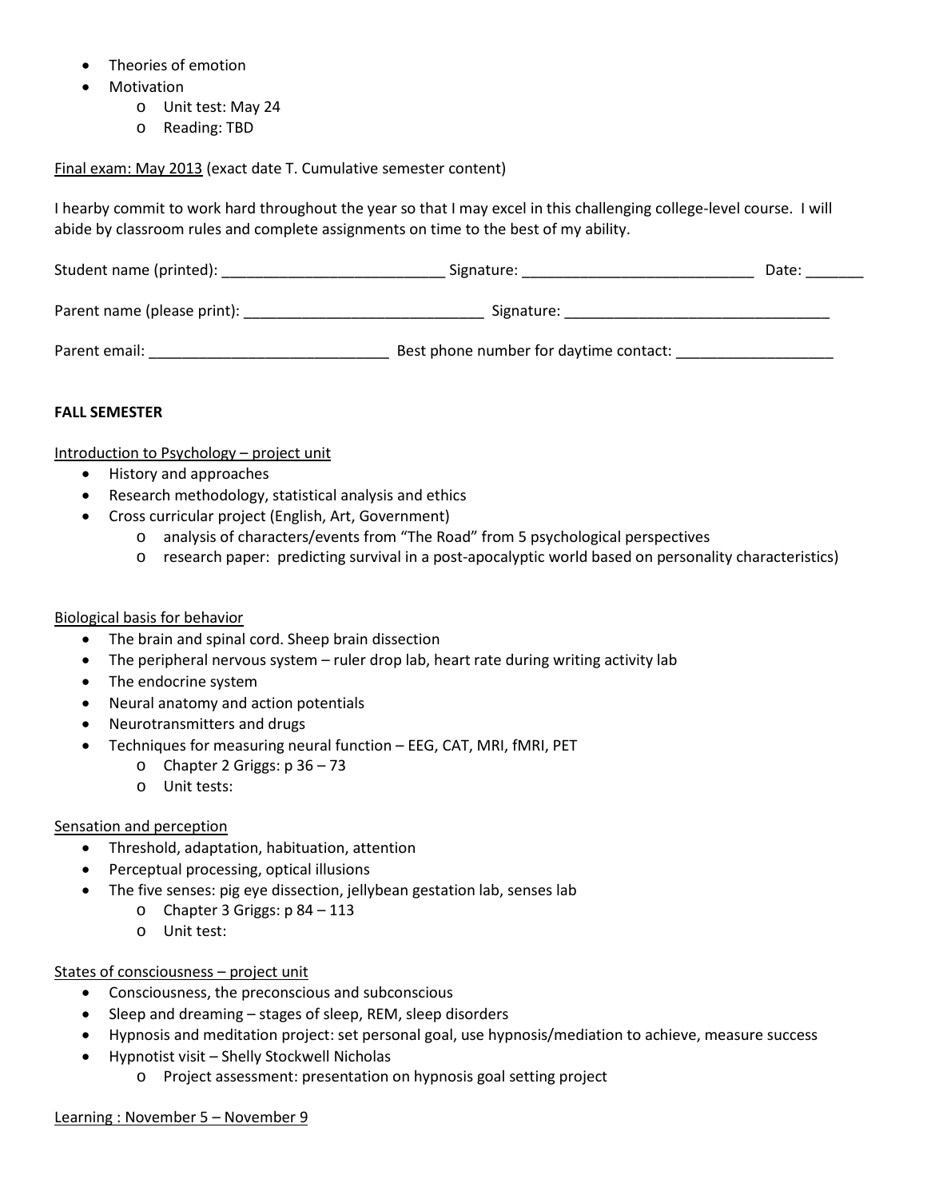- Theories of emotion
- Motivation
    - Unit test: May 24
    - Reading: TBD

Final exam: May 2013 (exact date T. Cumulative semester content)

I hearby commit to work hard throughout the year so that I may excel in this challenging college-level course. I will abide by classroom rules and complete assignments on time to the best of my ability.

Student name (printed): ___________________________ Signature: ____________________________ Date: _______

Parent name (please print): _____________________________ Signature: ________________________________

Parent email: _____________________________ Best phone number for daytime contact: ___________________

**FALL SEMESTER**

Introduction to Psychology – project unit

- History and approaches
- Research methodology, statistical analysis and ethics
- Cross curricular project (English, Art, Government)
    - analysis of characters/events from "The Road" from 5 psychological perspectives
    - research paper: predicting survival in a post-apocalyptic world based on personality characteristics)

Biological basis for behavior

- The brain and spinal cord. Sheep brain dissection
- The peripheral nervous system – ruler drop lab, heart rate during writing activity lab
- The endocrine system
- Neural anatomy and action potentials
- Neurotransmitters and drugs
- Techniques for measuring neural function – EEG, CAT, MRI, fMRI, PET
    - Chapter 2 Griggs: p 36 – 73
    - Unit tests:

Sensation and perception

- Threshold, adaptation, habituation, attention
- Perceptual processing, optical illusions
- The five senses: pig eye dissection, jellybean gestation lab, senses lab
    - Chapter 3 Griggs: p 84 – 113
    - Unit test:

States of consciousness – project unit

- Consciousness, the preconscious and subconscious
- Sleep and dreaming – stages of sleep, REM, sleep disorders
- Hypnosis and meditation project: set personal goal, use hypnosis/mediation to achieve, measure success
- Hypnotist visit – Shelly Stockwell Nicholas
    - Project assessment: presentation on hypnosis goal setting project

Learning : November 5 – November 9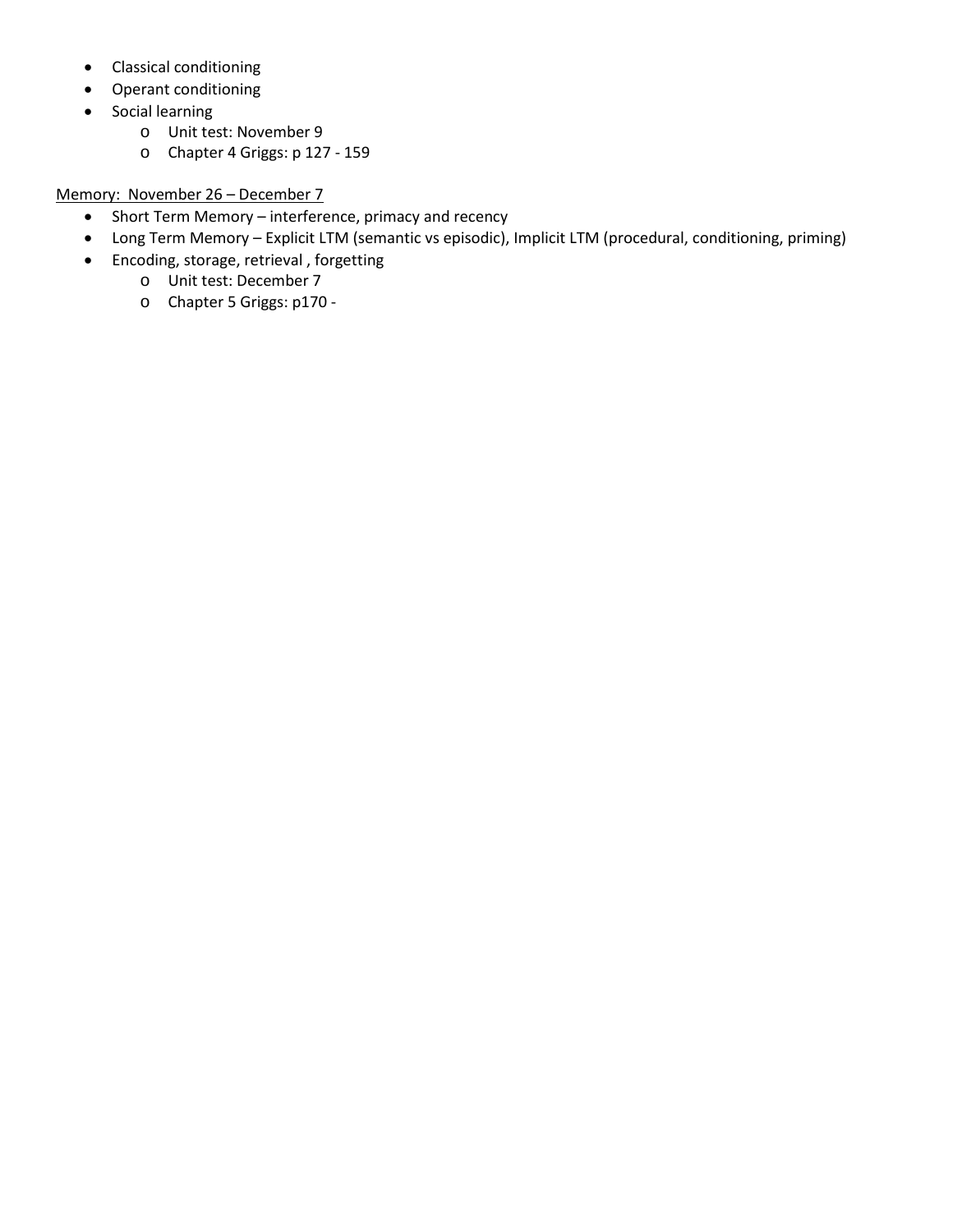- Classical conditioning
- Operant conditioning
- Social learning
    - Unit test: November 9
    - Chapter 4 Griggs: p 127 - 159

<u>Memory: November 26 – December 7</u>

- Short Term Memory – interference, primacy and recency
- Long Term Memory – Explicit LTM (semantic vs episodic), Implicit LTM (procedural, conditioning, priming)
- Encoding, storage, retrieval , forgetting
    - Unit test: December 7
    - Chapter 5 Griggs: p170 -